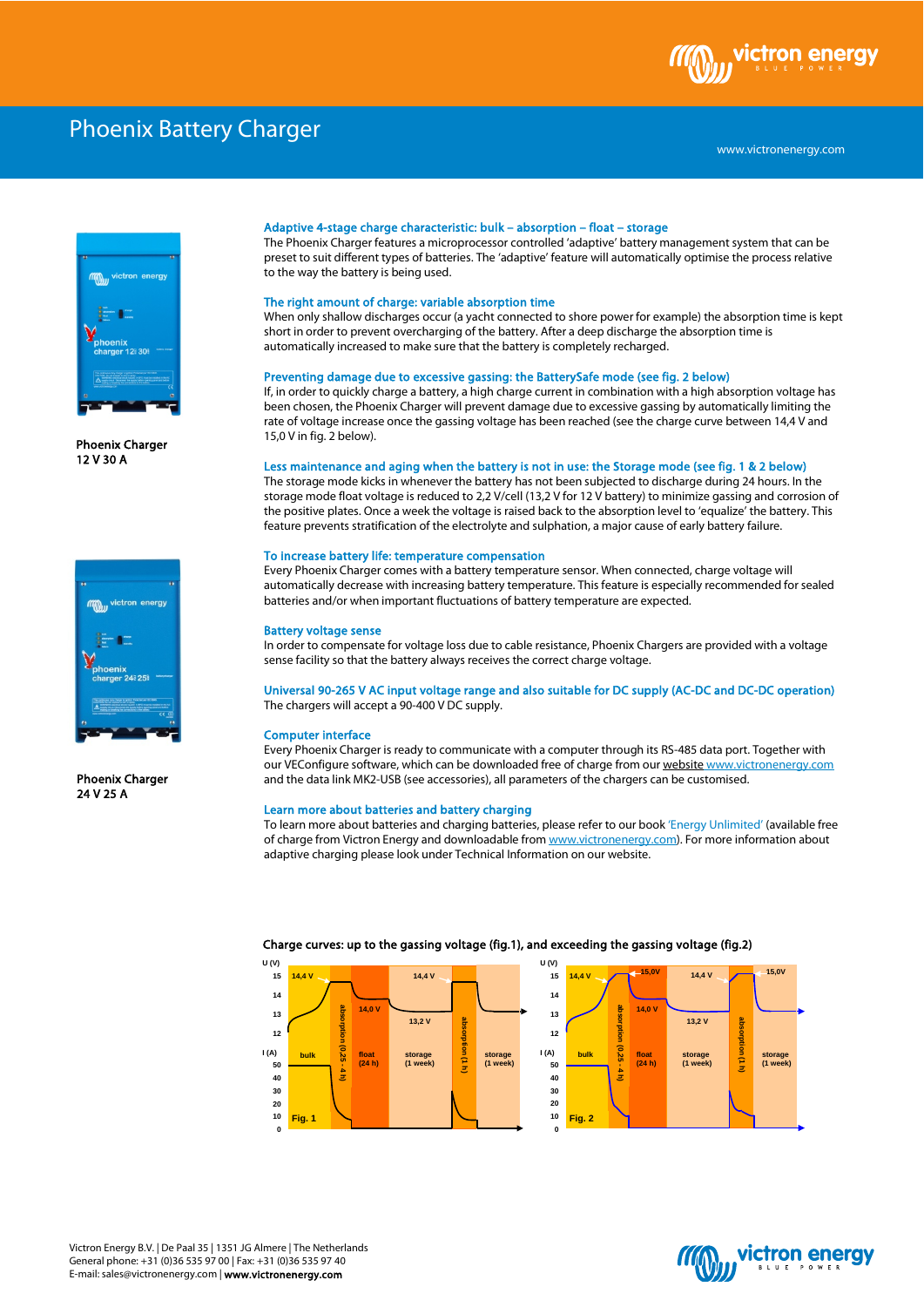# Phoenix Battery Charger

www.victronenergy.com

Phoenix Charger
12 V 30 A

Phoenix Charger
24 V 25 A

### Adaptive 4-stage charge characteristic: bulk – absorption – float – storage

The Phoenix Charger features a microprocessor controlled 'adaptive' battery management system that can be preset to suit different types of batteries. The 'adaptive' feature will automatically optimise the process relative to the way the battery is being used.

### The right amount of charge: variable absorption time

When only shallow discharges occur (a yacht connected to shore power for example) the absorption time is kept short in order to prevent overcharging of the battery. After a deep discharge the absorption time is automatically increased to make sure that the battery is completely recharged.

### Preventing damage due to excessive gassing: the BatterySafe mode (see fig. 2 below)

If, in order to quickly charge a battery, a high charge current in combination with a high absorption voltage has been chosen, the Phoenix Charger will prevent damage due to excessive gassing by automatically limiting the rate of voltage increase once the gassing voltage has been reached (see the charge curve between 14,4 V and 15,0 V in fig. 2 below).

### Less maintenance and aging when the battery is not in use: the Storage mode (see fig. 1 & 2 below)

The storage mode kicks in whenever the battery has not been subjected to discharge during 24 hours. In the storage mode float voltage is reduced to 2,2 V/cell (13,2 V for 12 V battery) to minimize gassing and corrosion of the positive plates. Once a week the voltage is raised back to the absorption level to 'equalize' the battery. This feature prevents stratification of the electrolyte and sulphation, a major cause of early battery failure.

### To increase battery life: temperature compensation

Every Phoenix Charger comes with a battery temperature sensor. When connected, charge voltage will automatically decrease with increasing battery temperature. This feature is especially recommended for sealed batteries and/or when important fluctuations of battery temperature are expected.

### Battery voltage sense

In order to compensate for voltage loss due to cable resistance, Phoenix Chargers are provided with a voltage sense facility so that the battery always receives the correct charge voltage.

### Universal 90-265 V AC input voltage range and also suitable for DC supply (AC-DC and DC-DC operation)

The chargers will accept a 90-400 V DC supply.

### Computer interface

Every Phoenix Charger is ready to communicate with a computer through its RS-485 data port. Together with our VEConfigure software, which can be downloaded free of charge from our website www.victronenergy.com and the data link MK2-USB (see accessories), all parameters of the chargers can be customised.

### Learn more about batteries and battery charging

To learn more about batteries and charging batteries, please refer to our book 'Energy Unlimited' (available free of charge from Victron Energy and downloadable from www.victronenergy.com). For more information about adaptive charging please look under Technical Information on our website.

**Charge curves: up to the gassing voltage (fig.1), and exceeding the gassing voltage (fig.2)**

Fig. 1

Fig. 2

Victron Energy B.V. | De Paal 35 | 1351 JG Almere | The Netherlands
General phone: +31 (0)36 535 97 00 | Fax: +31 (0)36 535 97 40
E-mail: sales@victronenergy.com | **www.victronenergy.com**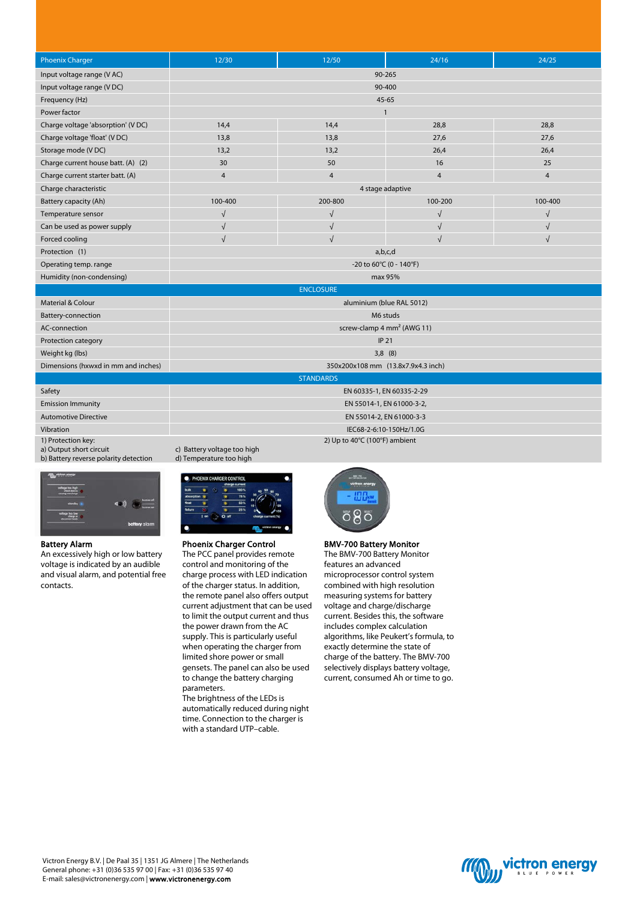| Phoenix Charger | 12/30 | 12/50 | 24/16 | 24/25 |
|---|---|---|---|---|
| Input voltage range (V AC) | 90-265 | | | |
| Input voltage range (V DC) | 90-400 | | | |
| Frequency (Hz) | 45-65 | | | |
| Power factor | 1 | | | |
| Charge voltage 'absorption' (V DC) | 14,4 | 14,4 | 28,8 | 28,8 |
| Charge voltage 'float' (V DC) | 13,8 | 13,8 | 27,6 | 27,6 |
| Storage mode (V DC) | 13,2 | 13,2 | 26,4 | 26,4 |
| Charge current house batt. (A) (2) | 30 | 50 | 16 | 25 |
| Charge current starter batt. (A) | 4 | 4 | 4 | 4 |
| Charge characteristic | 4 stage adaptive | | | |
| Battery capacity (Ah) | 100-400 | 200-800 | 100-200 | 100-400 |
| Temperature sensor | √ | √ | √ | √ |
| Can be used as power supply | √ | √ | √ | √ |
| Forced cooling | √ | √ | √ | √ |
| Protection (1) | a,b,c,d | | | |
| Operating temp. range | -20 to 60°C (0 - 140°F) | | | |
| Humidity (non-condensing) | max 95% | | | |
| **ENCLOSURE** | | | | |
| Material & Colour | aluminium (blue RAL 5012) | | | |
| Battery-connection | M6 studs | | | |
| AC-connection | screw-clamp 4 mm² (AWG 11) | | | |
| Protection category | IP 21 | | | |
| Weight kg (lbs) | 3,8 (8) | | | |
| Dimensions (hxwxd in mm and inches) | 350x200x108 mm (13.8x7.9x4.3 inch) | | | |
| **STANDARDS** | | | | |
| Safety | EN 60335-1, EN 60335-2-29 | | | |
| Emission Immunity | EN 55014-1, EN 61000-3-2, | | | |
| Automotive Directive | EN 55014-2, EN 61000-3-3 | | | |
| Vibration | IEC68-2-6:10-150Hz/1.0G | | | |

1) Protection key:
a) Output short circuit
b) Battery reverse polarity detection
c) Battery voltage too high
d) Temperature too high

2) Up to 40°C (100°F) ambient

**Battery Alarm**
An excessively high or low battery voltage is indicated by an audible and visual alarm, and potential free contacts.

**Phoenix Charger Control**
The PCC panel provides remote control and monitoring of the charge process with LED indication of the charger status. In addition, the remote panel also offers output current adjustment that can be used to limit the output current and thus the power drawn from the AC supply. This is particularly useful when operating the charger from limited shore power or small gensets. The panel can also be used to change the battery charging parameters.
The brightness of the LEDs is automatically reduced during night time. Connection to the charger is with a standard UTP–cable.

**BMV-700 Battery Monitor**
The BMV-700 Battery Monitor features an advanced microprocessor control system combined with high resolution measuring systems for battery voltage and charge/discharge current. Besides this, the software includes complex calculation algorithms, like Peukert's formula, to exactly determine the state of charge of the battery. The BMV-700 selectively displays battery voltage, current, consumed Ah or time to go.

Victron Energy B.V. | De Paal 35 | 1351 JG Almere | The Netherlands
General phone: +31 (0)36 535 97 00 | Fax: +31 (0)36 535 97 40
E-mail: sales@victronenergy.com | **www.victronenergy.com**